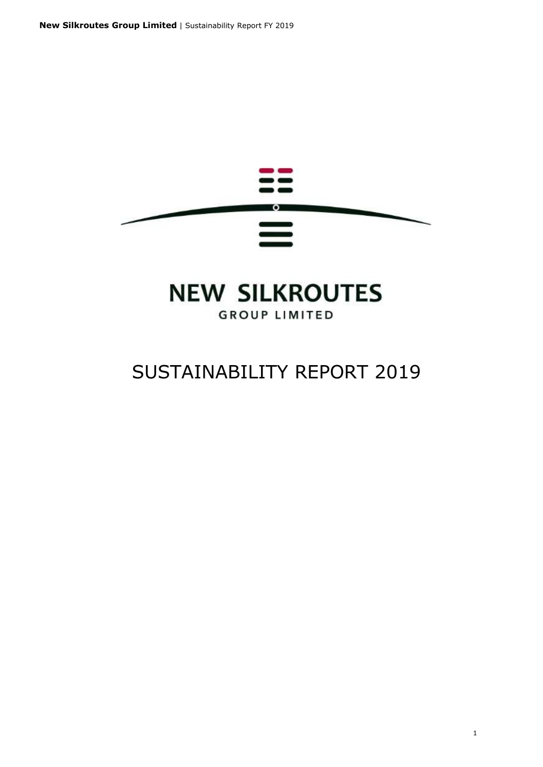# NEW SILKROUTES

GROUP LIMITED

# SUSTAINABILITY REPORT 2019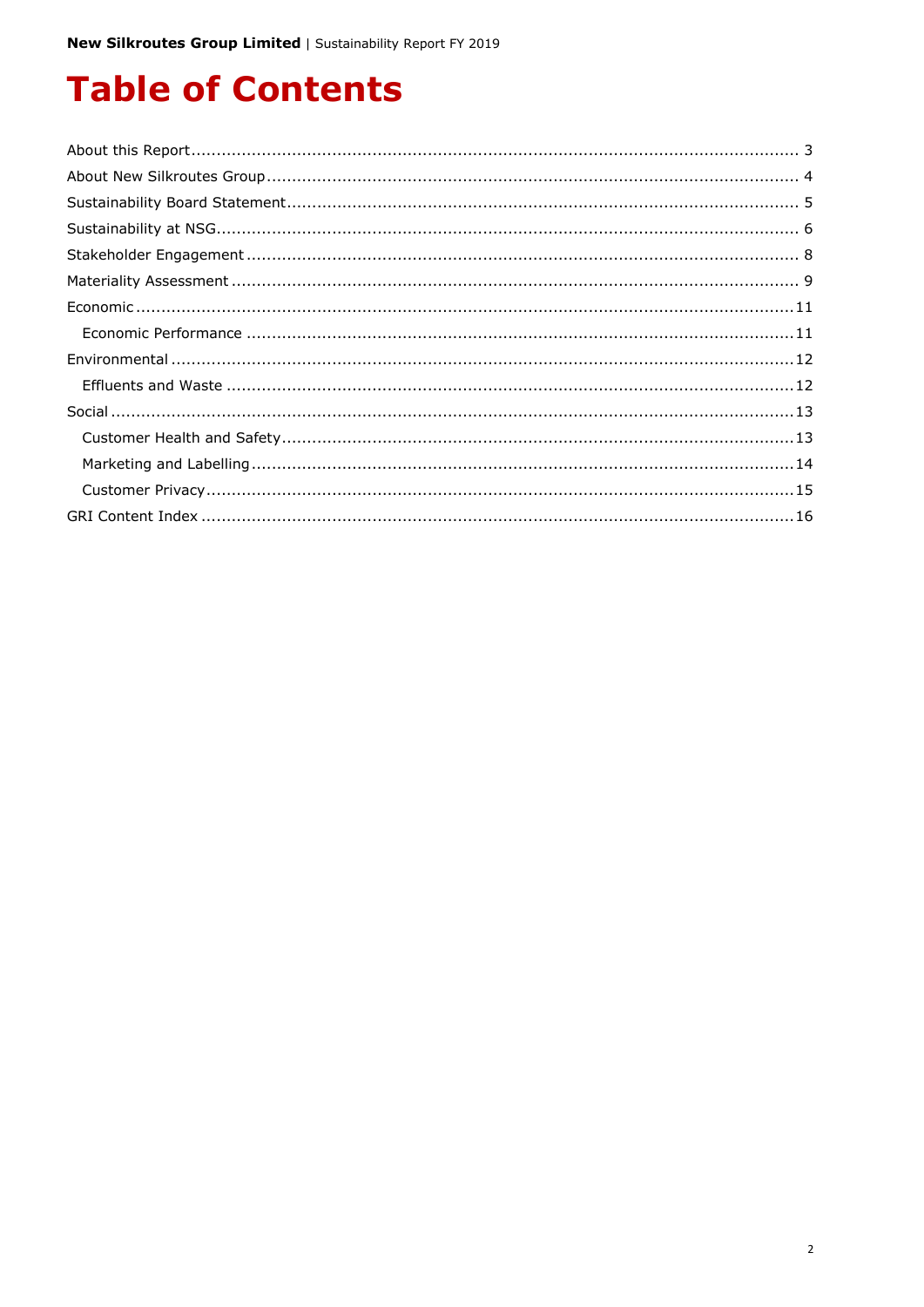# Table of Contents

- About this Report ... 3
- About New Silkroutes Group ... 4
- Sustainability Board Statement ... 5
- Sustainability at NSG ... 6
- Stakeholder Engagement ... 8
- Materiality Assessment ... 9
- Economic ... 11
  - Economic Performance ... 11
- Environmental ... 12
  - Effluents and Waste ... 12
- Social ... 13
  - Customer Health and Safety ... 13
  - Marketing and Labelling ... 14
  - Customer Privacy ... 15
- GRI Content Index ... 16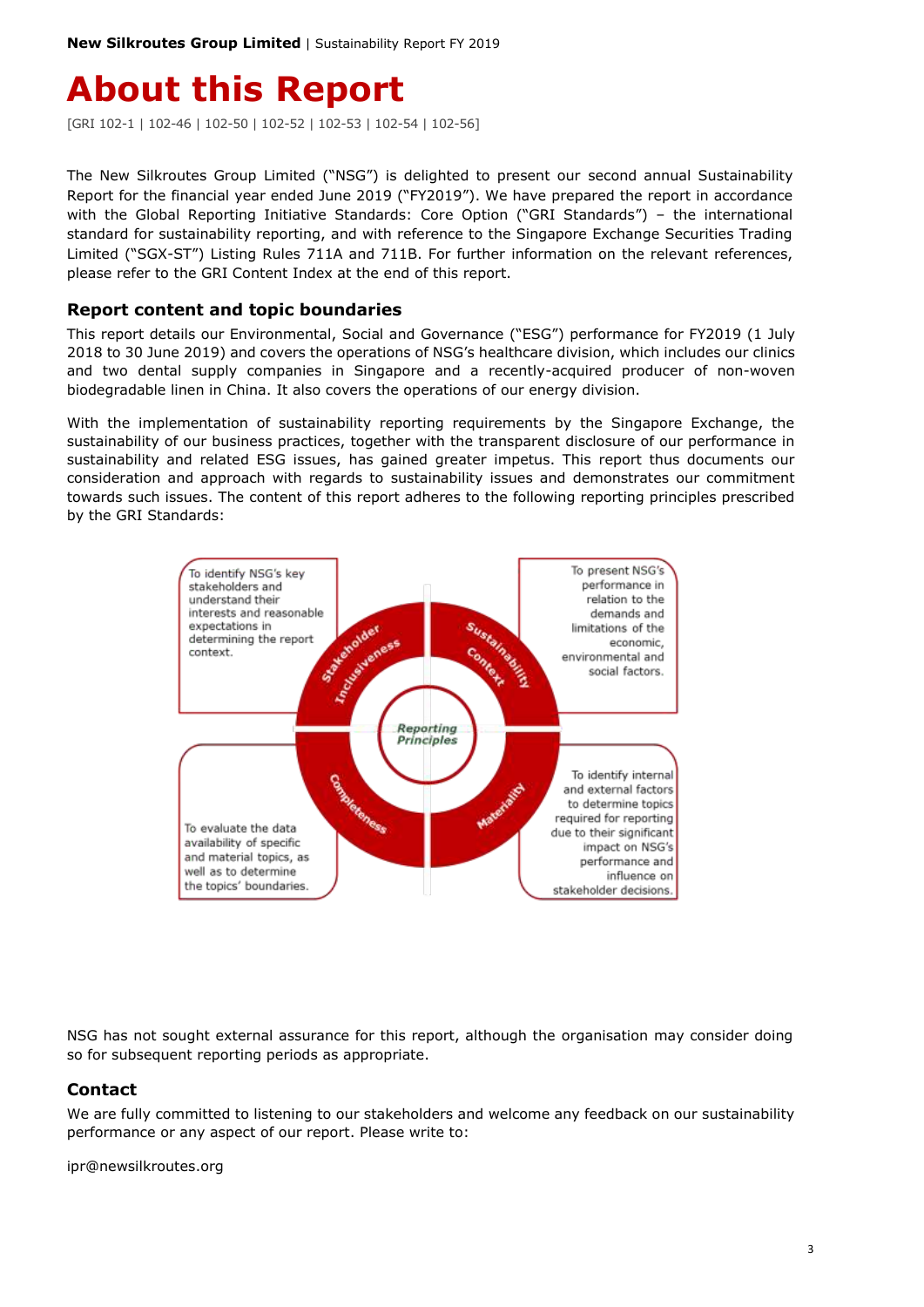# About this Report

[GRI 102-1 | 102-46 | 102-50 | 102-52 | 102-53 | 102-54 | 102-56]

The New Silkroutes Group Limited ("NSG") is delighted to present our second annual Sustainability Report for the financial year ended June 2019 ("FY2019"). We have prepared the report in accordance with the Global Reporting Initiative Standards: Core Option ("GRI Standards") – the international standard for sustainability reporting, and with reference to the Singapore Exchange Securities Trading Limited ("SGX-ST") Listing Rules 711A and 711B. For further information on the relevant references, please refer to the GRI Content Index at the end of this report.

## Report content and topic boundaries

This report details our Environmental, Social and Governance ("ESG") performance for FY2019 (1 July 2018 to 30 June 2019) and covers the operations of NSG's healthcare division, which includes our clinics and two dental supply companies in Singapore and a recently-acquired producer of non-woven biodegradable linen in China. It also covers the operations of our energy division.

With the implementation of sustainability reporting requirements by the Singapore Exchange, the sustainability of our business practices, together with the transparent disclosure of our performance in sustainability and related ESG issues, has gained greater impetus. This report thus documents our consideration and approach with regards to sustainability issues and demonstrates our commitment towards such issues. The content of this report adheres to the following reporting principles prescribed by the GRI Standards:

**Reporting Principles**

- **Stakeholder Inclusiveness**: To identify NSG's key stakeholders and understand their interests and reasonable expectations in determining the report context.
- **Sustainability Context**: To present NSG's performance in relation to the demands and limitations of the economic, environmental and social factors.
- **Completeness**: To evaluate the data availability of specific and material topics, as well as to determine the topics' boundaries.
- **Materiality**: To identify internal and external factors to determine topics required for reporting due to their significant impact on NSG's performance and influence on stakeholder decisions.

NSG has not sought external assurance for this report, although the organisation may consider doing so for subsequent reporting periods as appropriate.

## Contact

We are fully committed to listening to our stakeholders and welcome any feedback on our sustainability performance or any aspect of our report. Please write to:

ipr@newsilkroutes.org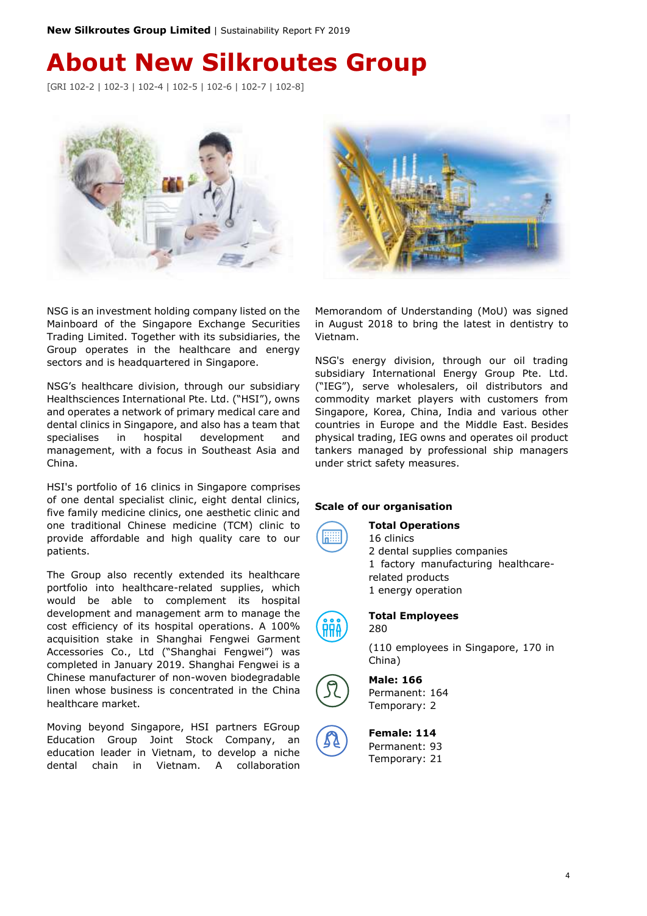# About New Silkroutes Group

[GRI 102-2 | 102-3 | 102-4 | 102-5 | 102-6 | 102-7 | 102-8]

NSG is an investment holding company listed on the Mainboard of the Singapore Exchange Securities Trading Limited. Together with its subsidiaries, the Group operates in the healthcare and energy sectors and is headquartered in Singapore.

NSG's healthcare division, through our subsidiary Healthsciences International Pte. Ltd. ("HSI"), owns and operates a network of primary medical care and dental clinics in Singapore, and also has a team that specialises in hospital development and management, with a focus in Southeast Asia and China.

HSI's portfolio of 16 clinics in Singapore comprises of one dental specialist clinic, eight dental clinics, five family medicine clinics, one aesthetic clinic and one traditional Chinese medicine (TCM) clinic to provide affordable and high quality care to our patients.

The Group also recently extended its healthcare portfolio into healthcare-related supplies, which would be able to complement its hospital development and management arm to manage the cost efficiency of its hospital operations. A 100% acquisition stake in Shanghai Fengwei Garment Accessories Co., Ltd ("Shanghai Fengwei") was completed in January 2019. Shanghai Fengwei is a Chinese manufacturer of non-woven biodegradable linen whose business is concentrated in the China healthcare market.

Moving beyond Singapore, HSI partners EGroup Education Group Joint Stock Company, an education leader in Vietnam, to develop a niche dental chain in Vietnam. A collaboration Memorandum of Understanding (MoU) was signed in August 2018 to bring the latest in dentistry to Vietnam.

NSG's energy division, through our oil trading subsidiary International Energy Group Pte. Ltd. ("IEG"), serve wholesalers, oil distributors and commodity market players with customers from Singapore, Korea, China, India and various other countries in Europe and the Middle East. Besides physical trading, IEG owns and operates oil product tankers managed by professional ship managers under strict safety measures.

**Scale of our organisation**

**Total Operations**
16 clinics
2 dental supplies companies
1 factory manufacturing healthcare-related products
1 energy operation

**Total Employees**
280

(110 employees in Singapore, 170 in China)

**Male: 166**
Permanent: 164
Temporary: 2

**Female: 114**
Permanent: 93
Temporary: 21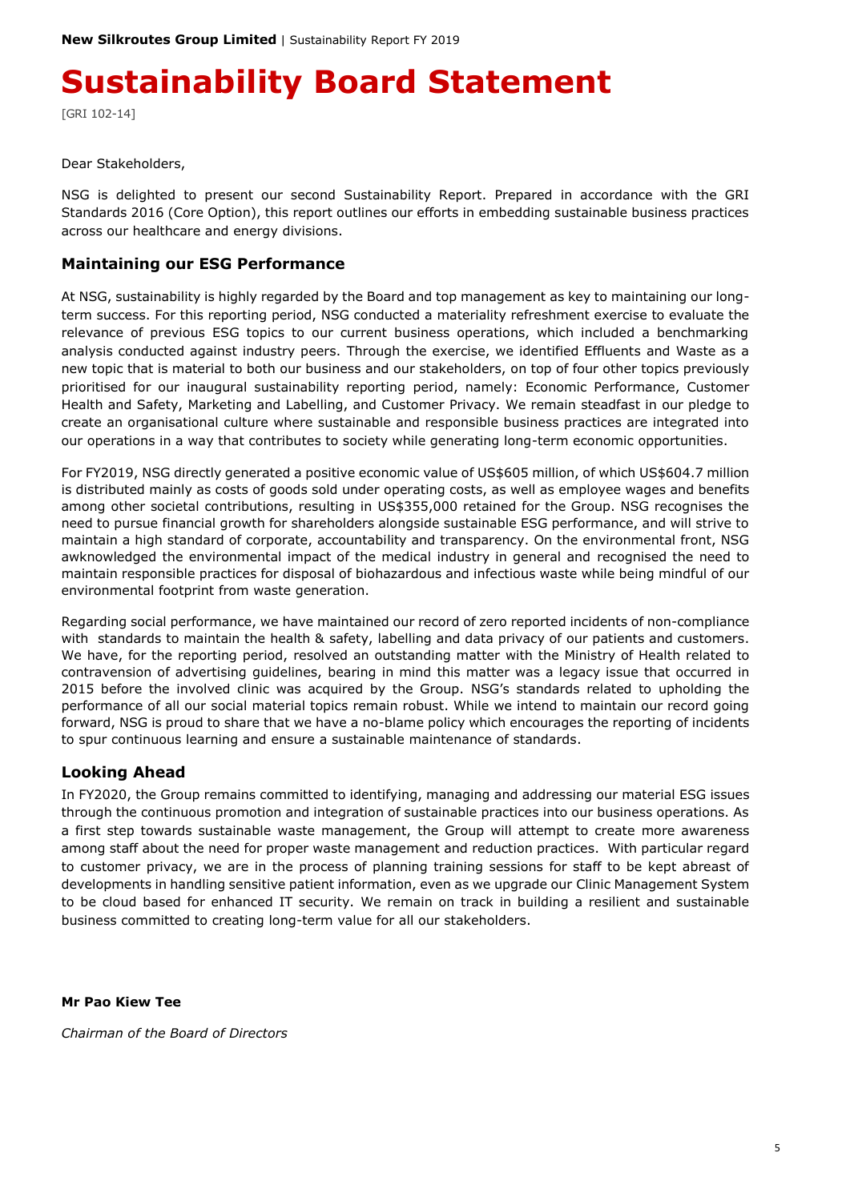# Sustainability Board Statement

[GRI 102-14]

Dear Stakeholders,

NSG is delighted to present our second Sustainability Report. Prepared in accordance with the GRI Standards 2016 (Core Option), this report outlines our efforts in embedding sustainable business practices across our healthcare and energy divisions.

## Maintaining our ESG Performance

At NSG, sustainability is highly regarded by the Board and top management as key to maintaining our long-term success. For this reporting period, NSG conducted a materiality refreshment exercise to evaluate the relevance of previous ESG topics to our current business operations, which included a benchmarking analysis conducted against industry peers. Through the exercise, we identified Effluents and Waste as a new topic that is material to both our business and our stakeholders, on top of four other topics previously prioritised for our inaugural sustainability reporting period, namely: Economic Performance, Customer Health and Safety, Marketing and Labelling, and Customer Privacy. We remain steadfast in our pledge to create an organisational culture where sustainable and responsible business practices are integrated into our operations in a way that contributes to society while generating long-term economic opportunities.

For FY2019, NSG directly generated a positive economic value of US$605 million, of which US$604.7 million is distributed mainly as costs of goods sold under operating costs, as well as employee wages and benefits among other societal contributions, resulting in US$355,000 retained for the Group. NSG recognises the need to pursue financial growth for shareholders alongside sustainable ESG performance, and will strive to maintain a high standard of corporate, accountability and transparency. On the environmental front, NSG awknowledged the environmental impact of the medical industry in general and recognised the need to maintain responsible practices for disposal of biohazardous and infectious waste while being mindful of our environmental footprint from waste generation.

Regarding social performance, we have maintained our record of zero reported incidents of non-compliance with standards to maintain the health & safety, labelling and data privacy of our patients and customers. We have, for the reporting period, resolved an outstanding matter with the Ministry of Health related to contravension of advertising guidelines, bearing in mind this matter was a legacy issue that occurred in 2015 before the involved clinic was acquired by the Group. NSG's standards related to upholding the performance of all our social material topics remain robust. While we intend to maintain our record going forward, NSG is proud to share that we have a no-blame policy which encourages the reporting of incidents to spur continuous learning and ensure a sustainable maintenance of standards.

## Looking Ahead

In FY2020, the Group remains committed to identifying, managing and addressing our material ESG issues through the continuous promotion and integration of sustainable practices into our business operations. As a first step towards sustainable waste management, the Group will attempt to create more awareness among staff about the need for proper waste management and reduction practices. With particular regard to customer privacy, we are in the process of planning training sessions for staff to be kept abreast of developments in handling sensitive patient information, even as we upgrade our Clinic Management System to be cloud based for enhanced IT security. We remain on track in building a resilient and sustainable business committed to creating long-term value for all our stakeholders.

**Mr Pao Kiew Tee**

*Chairman of the Board of Directors*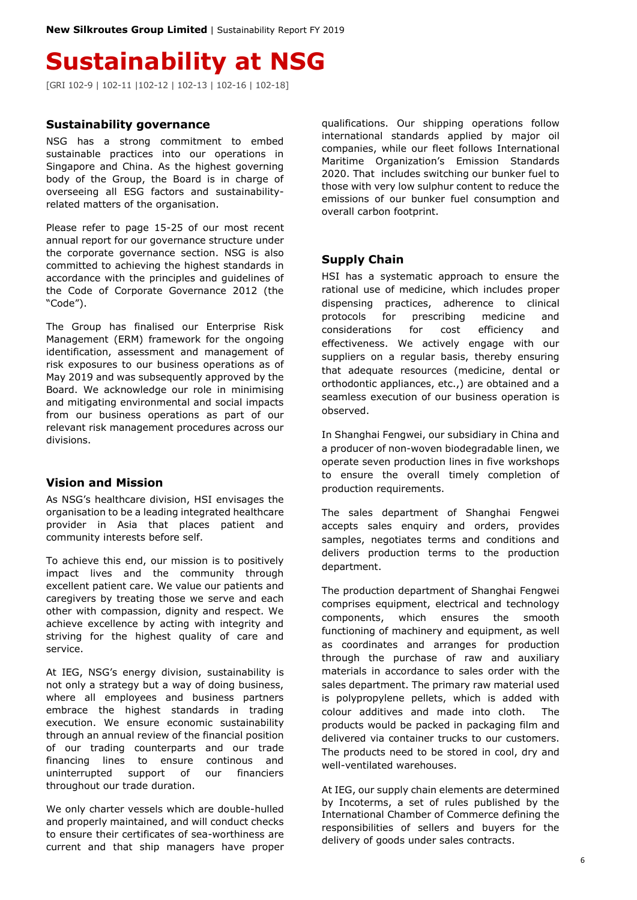# Sustainability at NSG

[GRI 102-9 | 102-11 |102-12 | 102-13 | 102-16 | 102-18]

## Sustainability governance

NSG has a strong commitment to embed sustainable practices into our operations in Singapore and China. As the highest governing body of the Group, the Board is in charge of overseeing all ESG factors and sustainability-related matters of the organisation.

Please refer to page 15-25 of our most recent annual report for our governance structure under the corporate governance section. NSG is also committed to achieving the highest standards in accordance with the principles and guidelines of the Code of Corporate Governance 2012 (the "Code").

The Group has finalised our Enterprise Risk Management (ERM) framework for the ongoing identification, assessment and management of risk exposures to our business operations as of May 2019 and was subsequently approved by the Board. We acknowledge our role in minimising and mitigating environmental and social impacts from our business operations as part of our relevant risk management procedures across our divisions.

## Vision and Mission

As NSG's healthcare division, HSI envisages the organisation to be a leading integrated healthcare provider in Asia that places patient and community interests before self.

To achieve this end, our mission is to positively impact lives and the community through excellent patient care. We value our patients and caregivers by treating those we serve and each other with compassion, dignity and respect. We achieve excellence by acting with integrity and striving for the highest quality of care and service.

At IEG, NSG's energy division, sustainability is not only a strategy but a way of doing business, where all employees and business partners embrace the highest standards in trading execution. We ensure economic sustainability through an annual review of the financial position of our trading counterparts and our trade financing lines to ensure continous and uninterrupted support of our financiers throughout our trade duration.

We only charter vessels which are double-hulled and properly maintained, and will conduct checks to ensure their certificates of sea-worthiness are current and that ship managers have proper qualifications. Our shipping operations follow international standards applied by major oil companies, while our fleet follows International Maritime Organization's Emission Standards 2020. That includes switching our bunker fuel to those with very low sulphur content to reduce the emissions of our bunker fuel consumption and overall carbon footprint.

## Supply Chain

HSI has a systematic approach to ensure the rational use of medicine, which includes proper dispensing practices, adherence to clinical protocols for prescribing medicine and considerations for cost efficiency and effectiveness. We actively engage with our suppliers on a regular basis, thereby ensuring that adequate resources (medicine, dental or orthodontic appliances, etc.,) are obtained and a seamless execution of our business operation is observed.

In Shanghai Fengwei, our subsidiary in China and a producer of non-woven biodegradable linen, we operate seven production lines in five workshops to ensure the overall timely completion of production requirements.

The sales department of Shanghai Fengwei accepts sales enquiry and orders, provides samples, negotiates terms and conditions and delivers production terms to the production department.

The production department of Shanghai Fengwei comprises equipment, electrical and technology components, which ensures the smooth functioning of machinery and equipment, as well as coordinates and arranges for production through the purchase of raw and auxiliary materials in accordance to sales order with the sales department. The primary raw material used is polypropylene pellets, which is added with colour additives and made into cloth. The products would be packed in packaging film and delivered via container trucks to our customers. The products need to be stored in cool, dry and well-ventilated warehouses.

At IEG, our supply chain elements are determined by Incoterms, a set of rules published by the International Chamber of Commerce defining the responsibilities of sellers and buyers for the delivery of goods under sales contracts.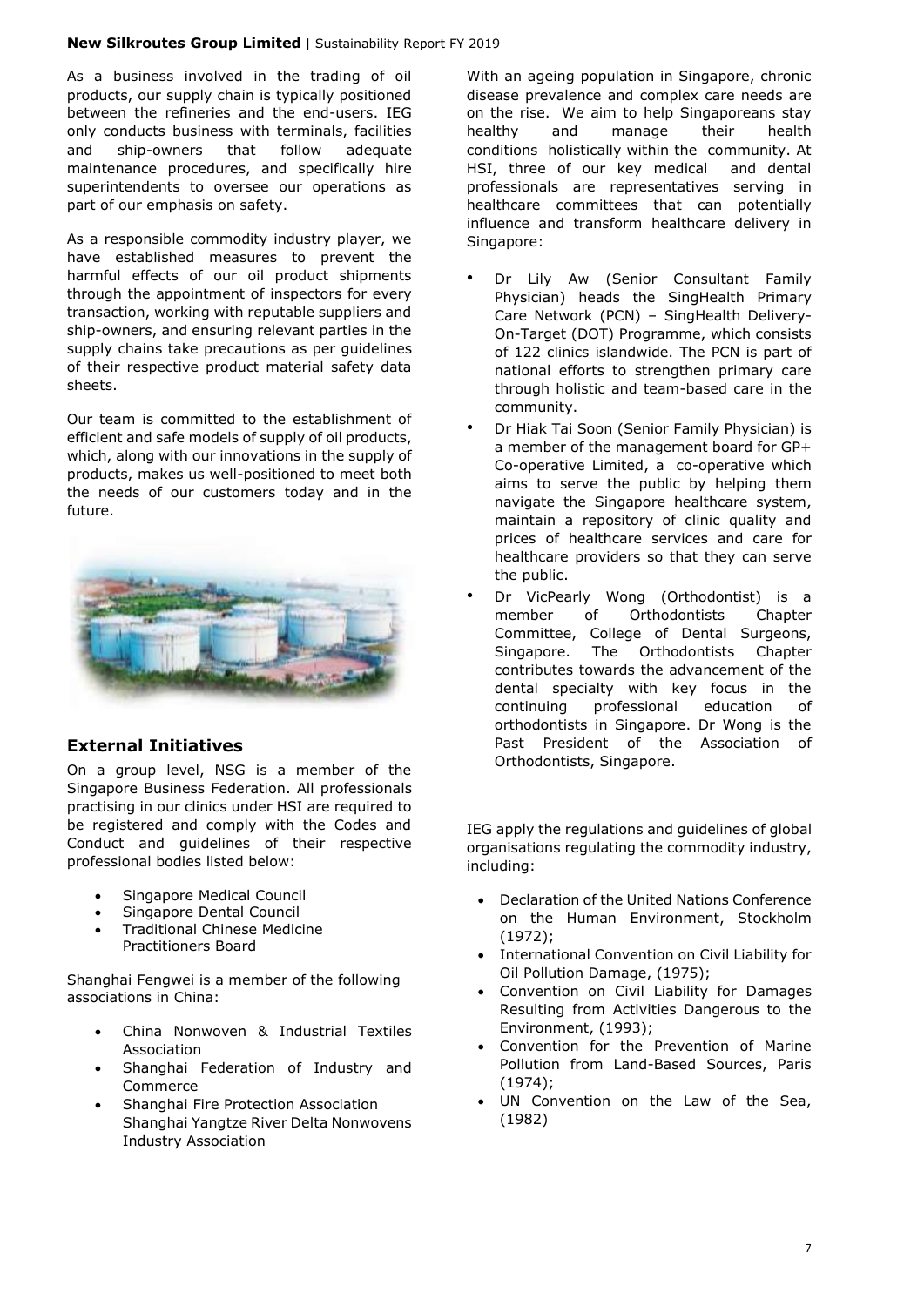As a business involved in the trading of oil products, our supply chain is typically positioned between the refineries and the end-users. IEG only conducts business with terminals, facilities and ship-owners that follow adequate maintenance procedures, and specifically hire superintendents to oversee our operations as part of our emphasis on safety.

As a responsible commodity industry player, we have established measures to prevent the harmful effects of our oil product shipments through the appointment of inspectors for every transaction, working with reputable suppliers and ship-owners, and ensuring relevant parties in the supply chains take precautions as per guidelines of their respective product material safety data sheets.

Our team is committed to the establishment of efficient and safe models of supply of oil products, which, along with our innovations in the supply of products, makes us well-positioned to meet both the needs of our customers today and in the future.

## External Initiatives

On a group level, NSG is a member of the Singapore Business Federation. All professionals practising in our clinics under HSI are required to be registered and comply with the Codes and Conduct and guidelines of their respective professional bodies listed below:

- Singapore Medical Council
- Singapore Dental Council
- Traditional Chinese Medicine Practitioners Board

Shanghai Fengwei is a member of the following associations in China:

- China Nonwoven & Industrial Textiles Association
- Shanghai Federation of Industry and Commerce
- Shanghai Fire Protection Association
- Shanghai Yangtze River Delta Nonwovens Industry Association

With an ageing population in Singapore, chronic disease prevalence and complex care needs are on the rise. We aim to help Singaporeans stay healthy and manage their health conditions holistically within the community. At HSI, three of our key medical and dental professionals are representatives serving in healthcare committees that can potentially influence and transform healthcare delivery in Singapore:

- Dr Lily Aw (Senior Consultant Family Physician) heads the SingHealth Primary Care Network (PCN) – SingHealth Delivery-On-Target (DOT) Programme, which consists of 122 clinics islandwide. The PCN is part of national efforts to strengthen primary care through holistic and team-based care in the community.
- Dr Hiak Tai Soon (Senior Family Physician) is a member of the management board for GP+ Co-operative Limited, a co-operative which aims to serve the public by helping them navigate the Singapore healthcare system, maintain a repository of clinic quality and prices of healthcare services and care for healthcare providers so that they can serve the public.
- Dr VicPearly Wong (Orthodontist) is a member of Orthodontists Chapter Committee, College of Dental Surgeons, Singapore. The Orthodontists Chapter contributes towards the advancement of the dental specialty with key focus in the continuing professional education of orthodontists in Singapore. Dr Wong is the Past President of the Association of Orthodontists, Singapore.

IEG apply the regulations and guidelines of global organisations regulating the commodity industry, including:

- Declaration of the United Nations Conference on the Human Environment, Stockholm (1972);
- International Convention on Civil Liability for Oil Pollution Damage, (1975);
- Convention on Civil Liability for Damages Resulting from Activities Dangerous to the Environment, (1993);
- Convention for the Prevention of Marine Pollution from Land-Based Sources, Paris (1974);
- UN Convention on the Law of the Sea, (1982)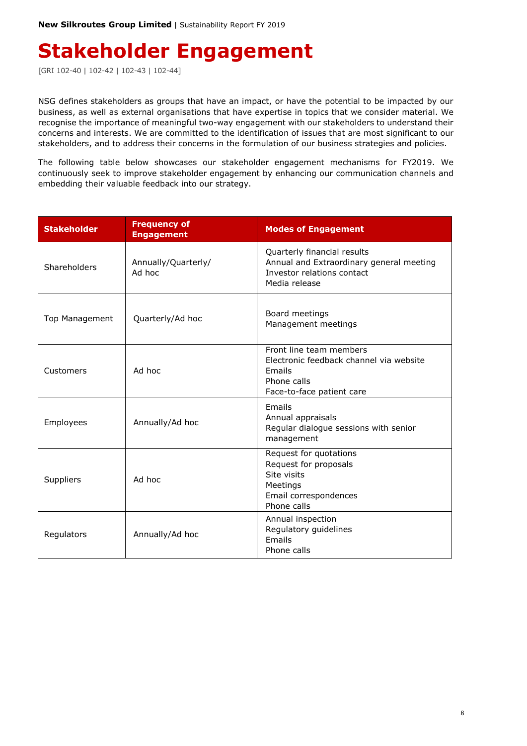# Stakeholder Engagement

[GRI 102-40 | 102-42 | 102-43 | 102-44]

NSG defines stakeholders as groups that have an impact, or have the potential to be impacted by our business, as well as external organisations that have expertise in topics that we consider material. We recognise the importance of meaningful two-way engagement with our stakeholders to understand their concerns and interests. We are committed to the identification of issues that are most significant to our stakeholders, and to address their concerns in the formulation of our business strategies and policies.

The following table below showcases our stakeholder engagement mechanisms for FY2019. We continuously seek to improve stakeholder engagement by enhancing our communication channels and embedding their valuable feedback into our strategy.

| Stakeholder | Frequency of Engagement | Modes of Engagement |
|---|---|---|
| Shareholders | Annually/Quarterly/ Ad hoc | Quarterly financial results<br>Annual and Extraordinary general meeting<br>Investor relations contact<br>Media release |
| Top Management | Quarterly/Ad hoc | Board meetings<br>Management meetings |
| Customers | Ad hoc | Front line team members<br>Electronic feedback channel via website<br>Emails<br>Phone calls<br>Face-to-face patient care |
| Employees | Annually/Ad hoc | Emails<br>Annual appraisals<br>Regular dialogue sessions with senior management |
| Suppliers | Ad hoc | Request for quotations<br>Request for proposals<br>Site visits<br>Meetings<br>Email correspondences<br>Phone calls |
| Regulators | Annually/Ad hoc | Annual inspection<br>Regulatory guidelines<br>Emails<br>Phone calls |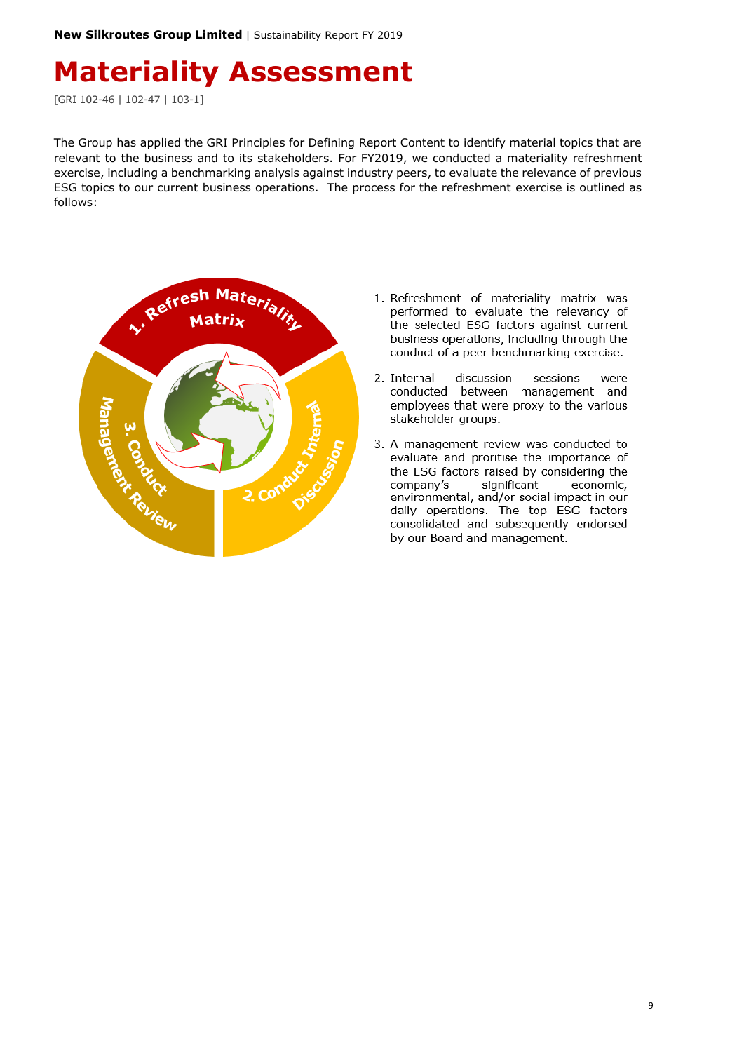# Materiality Assessment

[GRI 102-46 | 102-47 | 103-1]

The Group has applied the GRI Principles for Defining Report Content to identify material topics that are relevant to the business and to its stakeholders. For FY2019, we conducted a materiality refreshment exercise, including a benchmarking analysis against industry peers, to evaluate the relevance of previous ESG topics to our current business operations. The process for the refreshment exercise is outlined as follows:

1. Refresh Materiality Matrix
2. Conduct Internal Discussion
3. Conduct Management Review

1. Refreshment of materiality matrix was performed to evaluate the relevancy of the selected ESG factors against current business operations, including through the conduct of a peer benchmarking exercise.
2. Internal discussion sessions were conducted between management and employees that were proxy to the various stakeholder groups.
3. A management review was conducted to evaluate and proritise the importance of the ESG factors raised by considering the company's significant economic, environmental, and/or social impact in our daily operations. The top ESG factors consolidated and subsequently endorsed by our Board and management.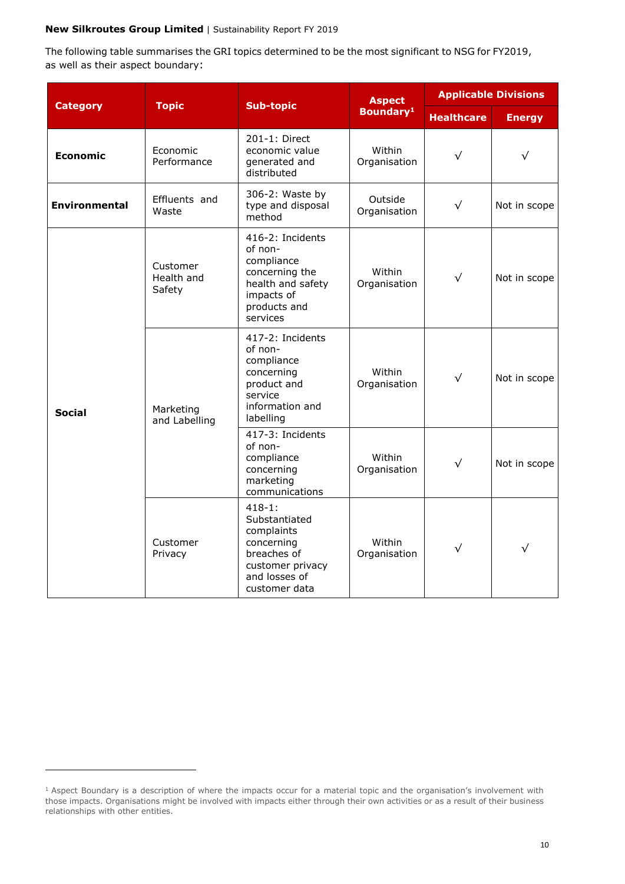The following table summarises the GRI topics determined to be the most significant to NSG for FY2019, as well as their aspect boundary:

| Category | Topic | Sub-topic | Aspect Boundary[1] | Applicable Divisions | |
|---|---|---|---|---|---|
| | | | | Healthcare | Energy |
| **Economic** | Economic Performance | 201-1: Direct economic value generated and distributed | Within Organisation | √ | √ |
| **Environmental** | Effluents and Waste | 306-2: Waste by type and disposal method | Outside Organisation | √ | Not in scope |
| **Social** | Customer Health and Safety | 416-2: Incidents of non-compliance concerning the health and safety impacts of products and services | Within Organisation | √ | Not in scope |
| | Marketing and Labelling | 417-2: Incidents of non-compliance concerning product and service information and labelling | Within Organisation | √ | Not in scope |
| | | 417-3: Incidents of non-compliance concerning marketing communications | Within Organisation | √ | Not in scope |
| | Customer Privacy | 418-1: Substantiated complaints concerning breaches of customer privacy and losses of customer data | Within Organisation | √ | √ |

[1] Aspect Boundary is a description of where the impacts occur for a material topic and the organisation's involvement with those impacts. Organisations might be involved with impacts either through their own activities or as a result of their business relationships with other entities.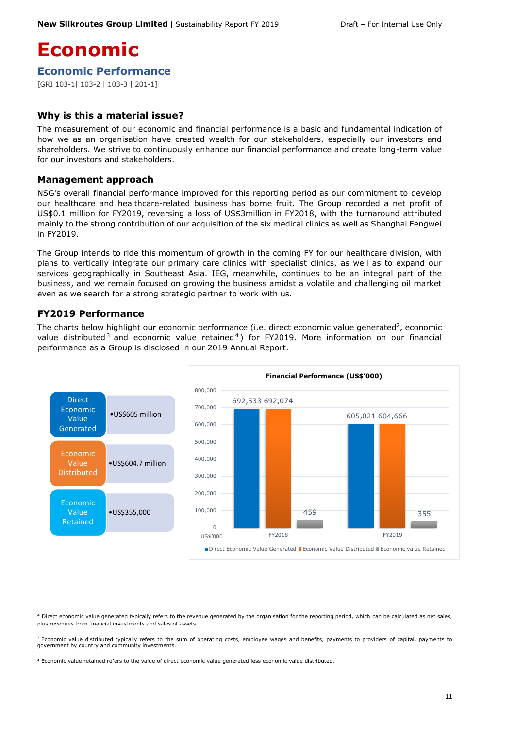# Economic

## Economic Performance

[GRI 103-1| 103-2 | 103-3 | 201-1]

### Why is this a material issue?

The measurement of our economic and financial performance is a basic and fundamental indication of how we as an organisation have created wealth for our stakeholders, especially our investors and shareholders. We strive to continuously enhance our financial performance and create long-term value for our investors and stakeholders.

### Management approach

NSG's overall financial performance improved for this reporting period as our commitment to develop our healthcare and healthcare-related business has borne fruit. The Group recorded a net profit of US$0.1 million for FY2019, reversing a loss of US$3million in FY2018, with the turnaround attributed mainly to the strong contribution of our acquisition of the six medical clinics as well as Shanghai Fengwei in FY2019.

The Group intends to ride this momentum of growth in the coming FY for our healthcare division, with plans to vertically integrate our primary care clinics with specialist clinics, as well as to expand our services geographically in Southeast Asia. IEG, meanwhile, continues to be an integral part of the business, and we remain focused on growing the business amidst a volatile and challenging oil market even as we search for a strong strategic partner to work with us.

### FY2019 Performance

The charts below highlight our economic performance (i.e. direct economic value generated[2], economic value distributed[3] and economic value retained[4]) for FY2019. More information on our financial performance as a Group is disclosed in our 2019 Annual Report.

| | |
|---|---|
| Direct Economic Value Generated | •US$605 million |
| Economic Value Distributed | •US$604.7 million |
| Economic Value Retained | •US$355,000 |

**Financial Performance (US$'000)**

| US$'000 | Direct Economic Value Generated | Economic Value Distributed | Economic value Retained |
|---|---|---|---|
| FY2018 | 692,533 | 692,074 | 459 |
| FY2019 | 605,021 | 604,666 | 355 |

---

[2] Direct economic value generated typically refers to the revenue generated by the organisation for the reporting period, which can be calculated as net sales, plus revenues from financial investments and sales of assets.

[3] Economic value distributed typically refers to the sum of operating costs, employee wages and benefits, payments to providers of capital, payments to government by country and community investments.

[4] Economic value retained refers to the value of direct economic value generated less economic value distributed.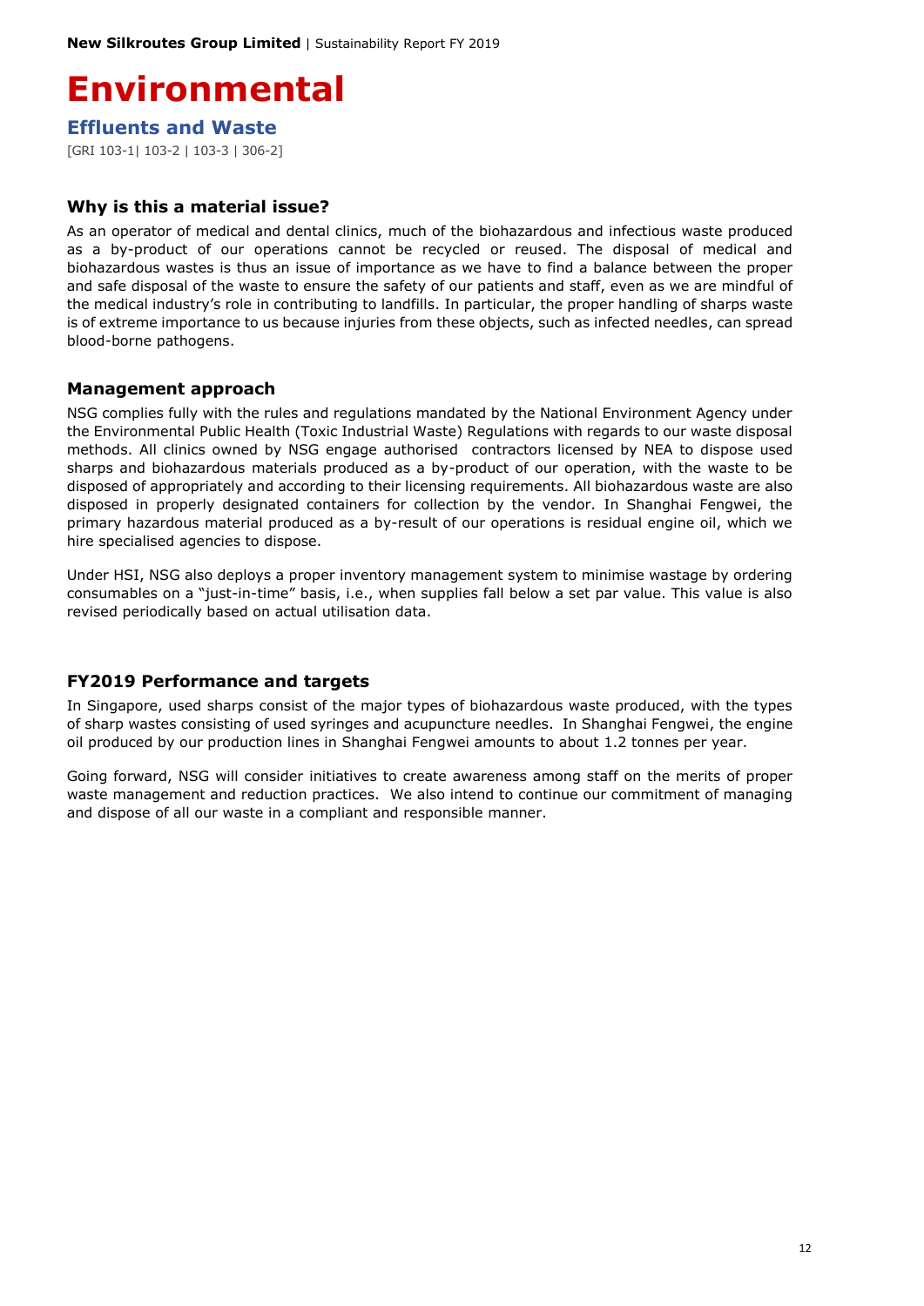# Environmental

## Effluents and Waste

[GRI 103-1| 103-2 | 103-3 | 306-2]

### Why is this a material issue?

As an operator of medical and dental clinics, much of the biohazardous and infectious waste produced as a by-product of our operations cannot be recycled or reused. The disposal of medical and biohazardous wastes is thus an issue of importance as we have to find a balance between the proper and safe disposal of the waste to ensure the safety of our patients and staff, even as we are mindful of the medical industry's role in contributing to landfills. In particular, the proper handling of sharps waste is of extreme importance to us because injuries from these objects, such as infected needles, can spread blood-borne pathogens.

### Management approach

NSG complies fully with the rules and regulations mandated by the National Environment Agency under the Environmental Public Health (Toxic Industrial Waste) Regulations with regards to our waste disposal methods. All clinics owned by NSG engage authorised contractors licensed by NEA to dispose used sharps and biohazardous materials produced as a by-product of our operation, with the waste to be disposed of appropriately and according to their licensing requirements. All biohazardous waste are also disposed in properly designated containers for collection by the vendor. In Shanghai Fengwei, the primary hazardous material produced as a by-result of our operations is residual engine oil, which we hire specialised agencies to dispose.

Under HSI, NSG also deploys a proper inventory management system to minimise wastage by ordering consumables on a "just-in-time" basis, i.e., when supplies fall below a set par value. This value is also revised periodically based on actual utilisation data.

### FY2019 Performance and targets

In Singapore, used sharps consist of the major types of biohazardous waste produced, with the types of sharp wastes consisting of used syringes and acupuncture needles. In Shanghai Fengwei, the engine oil produced by our production lines in Shanghai Fengwei amounts to about 1.2 tonnes per year.

Going forward, NSG will consider initiatives to create awareness among staff on the merits of proper waste management and reduction practices. We also intend to continue our commitment of managing and dispose of all our waste in a compliant and responsible manner.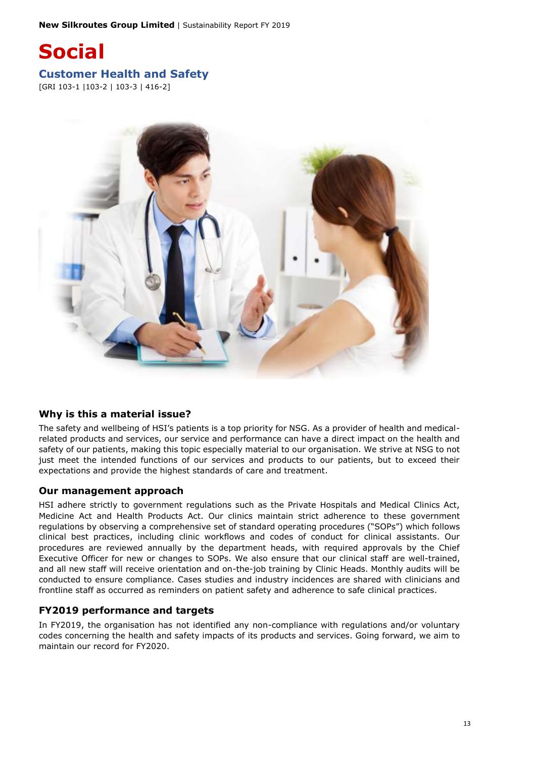# Social

## Customer Health and Safety

[GRI 103-1 |103-2 | 103-3 | 416-2]

### Why is this a material issue?

The safety and wellbeing of HSI's patients is a top priority for NSG. As a provider of health and medical-related products and services, our service and performance can have a direct impact on the health and safety of our patients, making this topic especially material to our organisation. We strive at NSG to not just meet the intended functions of our services and products to our patients, but to exceed their expectations and provide the highest standards of care and treatment.

### Our management approach

HSI adhere strictly to government regulations such as the Private Hospitals and Medical Clinics Act, Medicine Act and Health Products Act. Our clinics maintain strict adherence to these government regulations by observing a comprehensive set of standard operating procedures ("SOPs") which follows clinical best practices, including clinic workflows and codes of conduct for clinical assistants. Our procedures are reviewed annually by the department heads, with required approvals by the Chief Executive Officer for new or changes to SOPs. We also ensure that our clinical staff are well-trained, and all new staff will receive orientation and on-the-job training by Clinic Heads. Monthly audits will be conducted to ensure compliance. Cases studies and industry incidences are shared with clinicians and frontline staff as occurred as reminders on patient safety and adherence to safe clinical practices.

### FY2019 performance and targets

In FY2019, the organisation has not identified any non-compliance with regulations and/or voluntary codes concerning the health and safety impacts of its products and services. Going forward, we aim to maintain our record for FY2020.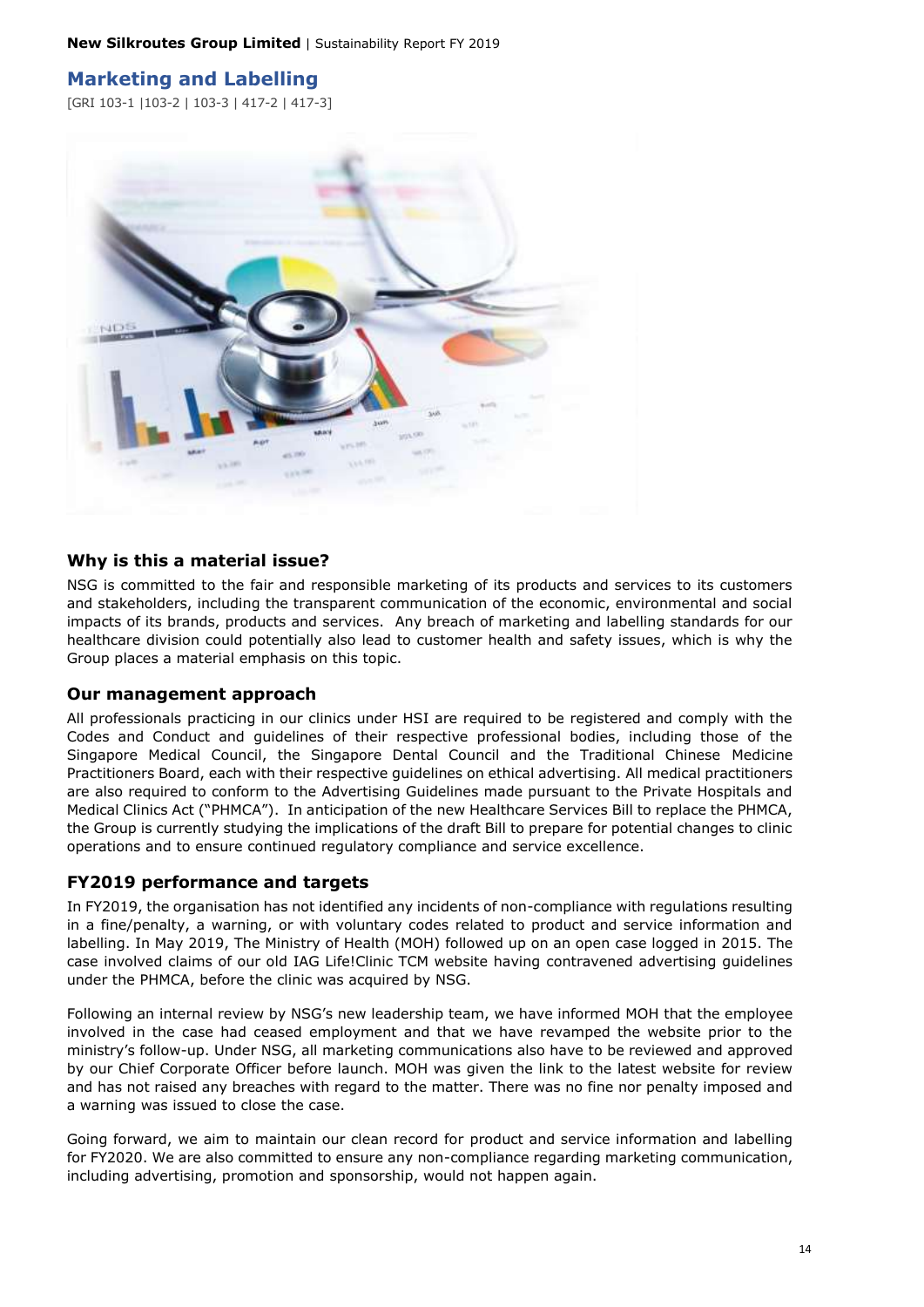# Marketing and Labelling

[GRI 103-1 |103-2 | 103-3 | 417-2 | 417-3]

## Why is this a material issue?

NSG is committed to the fair and responsible marketing of its products and services to its customers and stakeholders, including the transparent communication of the economic, environmental and social impacts of its brands, products and services. Any breach of marketing and labelling standards for our healthcare division could potentially also lead to customer health and safety issues, which is why the Group places a material emphasis on this topic.

## Our management approach

All professionals practicing in our clinics under HSI are required to be registered and comply with the Codes and Conduct and guidelines of their respective professional bodies, including those of the Singapore Medical Council, the Singapore Dental Council and the Traditional Chinese Medicine Practitioners Board, each with their respective guidelines on ethical advertising. All medical practitioners are also required to conform to the Advertising Guidelines made pursuant to the Private Hospitals and Medical Clinics Act ("PHMCA"). In anticipation of the new Healthcare Services Bill to replace the PHMCA, the Group is currently studying the implications of the draft Bill to prepare for potential changes to clinic operations and to ensure continued regulatory compliance and service excellence.

## FY2019 performance and targets

In FY2019, the organisation has not identified any incidents of non-compliance with regulations resulting in a fine/penalty, a warning, or with voluntary codes related to product and service information and labelling. In May 2019, The Ministry of Health (MOH) followed up on an open case logged in 2015. The case involved claims of our old IAG Life!Clinic TCM website having contravened advertising guidelines under the PHMCA, before the clinic was acquired by NSG.

Following an internal review by NSG's new leadership team, we have informed MOH that the employee involved in the case had ceased employment and that we have revamped the website prior to the ministry's follow-up. Under NSG, all marketing communications also have to be reviewed and approved by our Chief Corporate Officer before launch. MOH was given the link to the latest website for review and has not raised any breaches with regard to the matter. There was no fine nor penalty imposed and a warning was issued to close the case.

Going forward, we aim to maintain our clean record for product and service information and labelling for FY2020. We are also committed to ensure any non-compliance regarding marketing communication, including advertising, promotion and sponsorship, would not happen again.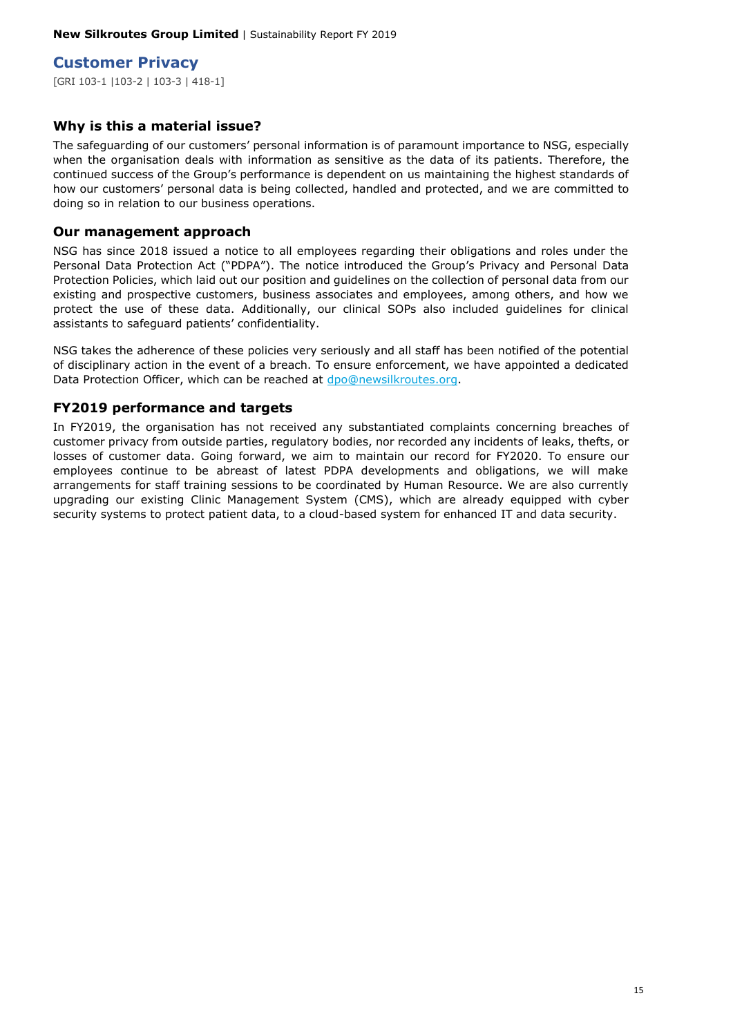## Customer Privacy

[GRI 103-1 |103-2 | 103-3 | 418-1]

### Why is this a material issue?

The safeguarding of our customers' personal information is of paramount importance to NSG, especially when the organisation deals with information as sensitive as the data of its patients. Therefore, the continued success of the Group's performance is dependent on us maintaining the highest standards of how our customers' personal data is being collected, handled and protected, and we are committed to doing so in relation to our business operations.

### Our management approach

NSG has since 2018 issued a notice to all employees regarding their obligations and roles under the Personal Data Protection Act ("PDPA"). The notice introduced the Group's Privacy and Personal Data Protection Policies, which laid out our position and guidelines on the collection of personal data from our existing and prospective customers, business associates and employees, among others, and how we protect the use of these data. Additionally, our clinical SOPs also included guidelines for clinical assistants to safeguard patients' confidentiality.

NSG takes the adherence of these policies very seriously and all staff has been notified of the potential of disciplinary action in the event of a breach. To ensure enforcement, we have appointed a dedicated Data Protection Officer, which can be reached at dpo@newsilkroutes.org.

### FY2019 performance and targets

In FY2019, the organisation has not received any substantiated complaints concerning breaches of customer privacy from outside parties, regulatory bodies, nor recorded any incidents of leaks, thefts, or losses of customer data. Going forward, we aim to maintain our record for FY2020. To ensure our employees continue to be abreast of latest PDPA developments and obligations, we will make arrangements for staff training sessions to be coordinated by Human Resource. We are also currently upgrading our existing Clinic Management System (CMS), which are already equipped with cyber security systems to protect patient data, to a cloud-based system for enhanced IT and data security.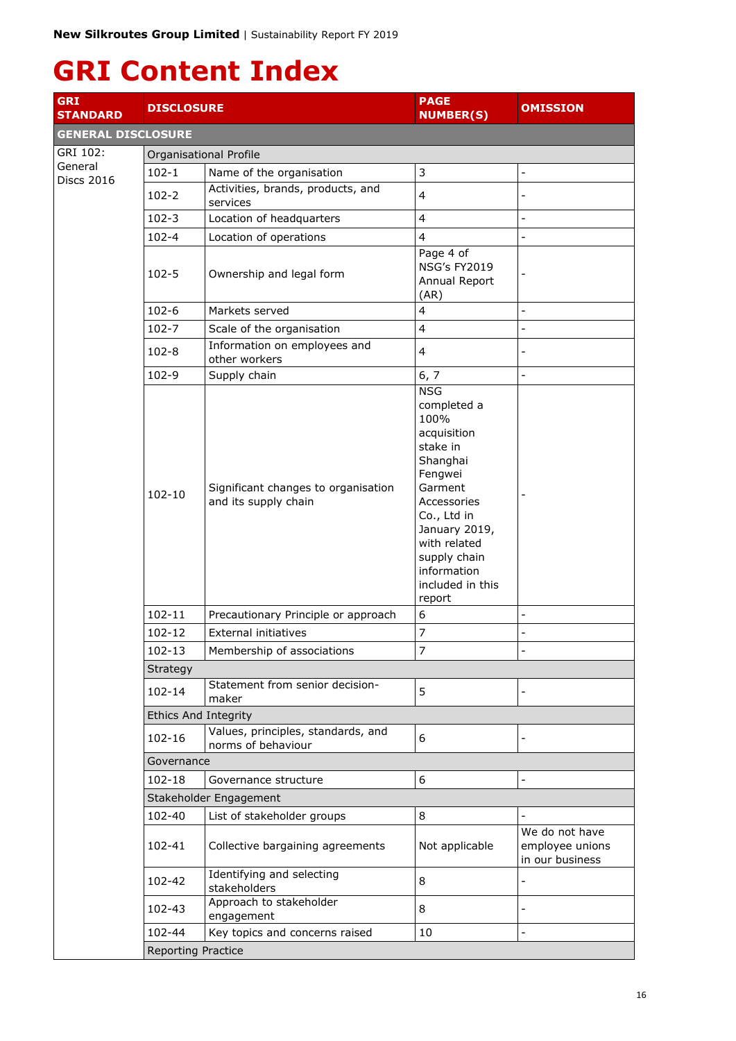# GRI Content Index

| GRI STANDARD | DISCLOSURE | | PAGE NUMBER(S) | OMISSION |
|---|---|---|---|---|
| **GENERAL DISCLOSURE** | | | | |
| GRI 102: General Discs 2016 | Organisational Profile | | | |
| | 102-1 | Name of the organisation | 3 | - |
| | 102-2 | Activities, brands, products, and services | 4 | - |
| | 102-3 | Location of headquarters | 4 | - |
| | 102-4 | Location of operations | 4 | - |
| | 102-5 | Ownership and legal form | Page 4 of NSG's FY2019 Annual Report (AR) | - |
| | 102-6 | Markets served | 4 | - |
| | 102-7 | Scale of the organisation | 4 | - |
| | 102-8 | Information on employees and other workers | 4 | - |
| | 102-9 | Supply chain | 6, 7 | - |
| | 102-10 | Significant changes to organisation and its supply chain | NSG completed a 100% acquisition stake in Shanghai Fengwei Garment Accessories Co., Ltd in January 2019, with related supply chain information included in this report | - |
| | 102-11 | Precautionary Principle or approach | 6 | - |
| | 102-12 | External initiatives | 7 | - |
| | 102-13 | Membership of associations | 7 | - |
| | Strategy | | | |
| | 102-14 | Statement from senior decision-maker | 5 | - |
| | Ethics And Integrity | | | |
| | 102-16 | Values, principles, standards, and norms of behaviour | 6 | - |
| | Governance | | | |
| | 102-18 | Governance structure | 6 | - |
| | Stakeholder Engagement | | | |
| | 102-40 | List of stakeholder groups | 8 | - |
| | 102-41 | Collective bargaining agreements | Not applicable | We do not have employee unions in our business |
| | 102-42 | Identifying and selecting stakeholders | 8 | - |
| | 102-43 | Approach to stakeholder engagement | 8 | - |
| | 102-44 | Key topics and concerns raised | 10 | - |
| | Reporting Practice | | | |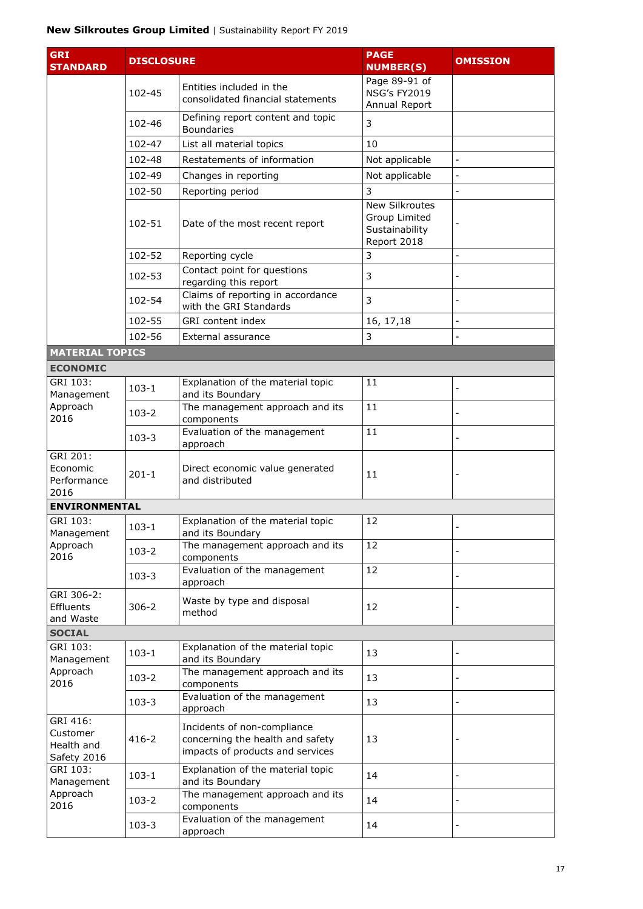| GRI STANDARD | DISCLOSURE | | PAGE NUMBER(S) | OMISSION |
|---|---|---|---|---|
| | 102-45 | Entities included in the consolidated financial statements | Page 89-91 of NSG's FY2019 Annual Report | |
| | 102-46 | Defining report content and topic Boundaries | 3 | |
| | 102-47 | List all material topics | 10 | |
| | 102-48 | Restatements of information | Not applicable | - |
| | 102-49 | Changes in reporting | Not applicable | - |
| | 102-50 | Reporting period | 3 | - |
| | 102-51 | Date of the most recent report | New Silkroutes Group Limited Sustainability Report 2018 | - |
| | 102-52 | Reporting cycle | 3 | - |
| | 102-53 | Contact point for questions regarding this report | 3 | - |
| | 102-54 | Claims of reporting in accordance with the GRI Standards | 3 | - |
| | 102-55 | GRI content index | 16, 17,18 | - |
| | 102-56 | External assurance | 3 | - |
| **MATERIAL TOPICS** | | | | |
| **ECONOMIC** | | | | |
| GRI 103: Management Approach 2016 | 103-1 | Explanation of the material topic and its Boundary | 11 | - |
| | 103-2 | The management approach and its components | 11 | - |
| | 103-3 | Evaluation of the management approach | 11 | - |
| GRI 201: Economic Performance 2016 | 201-1 | Direct economic value generated and distributed | 11 | - |
| **ENVIRONMENTAL** | | | | |
| GRI 103: Management Approach 2016 | 103-1 | Explanation of the material topic and its Boundary | 12 | - |
| | 103-2 | The management approach and its components | 12 | - |
| | 103-3 | Evaluation of the management approach | 12 | - |
| GRI 306-2: Effluents and Waste | 306-2 | Waste by type and disposal method | 12 | - |
| **SOCIAL** | | | | |
| GRI 103: Management Approach 2016 | 103-1 | Explanation of the material topic and its Boundary | 13 | - |
| | 103-2 | The management approach and its components | 13 | - |
| | 103-3 | Evaluation of the management approach | 13 | - |
| GRI 416: Customer Health and Safety 2016 | 416-2 | Incidents of non-compliance concerning the health and safety impacts of products and services | 13 | - |
| GRI 103: Management Approach 2016 | 103-1 | Explanation of the material topic and its Boundary | 14 | - |
| | 103-2 | The management approach and its components | 14 | - |
| | 103-3 | Evaluation of the management approach | 14 | - |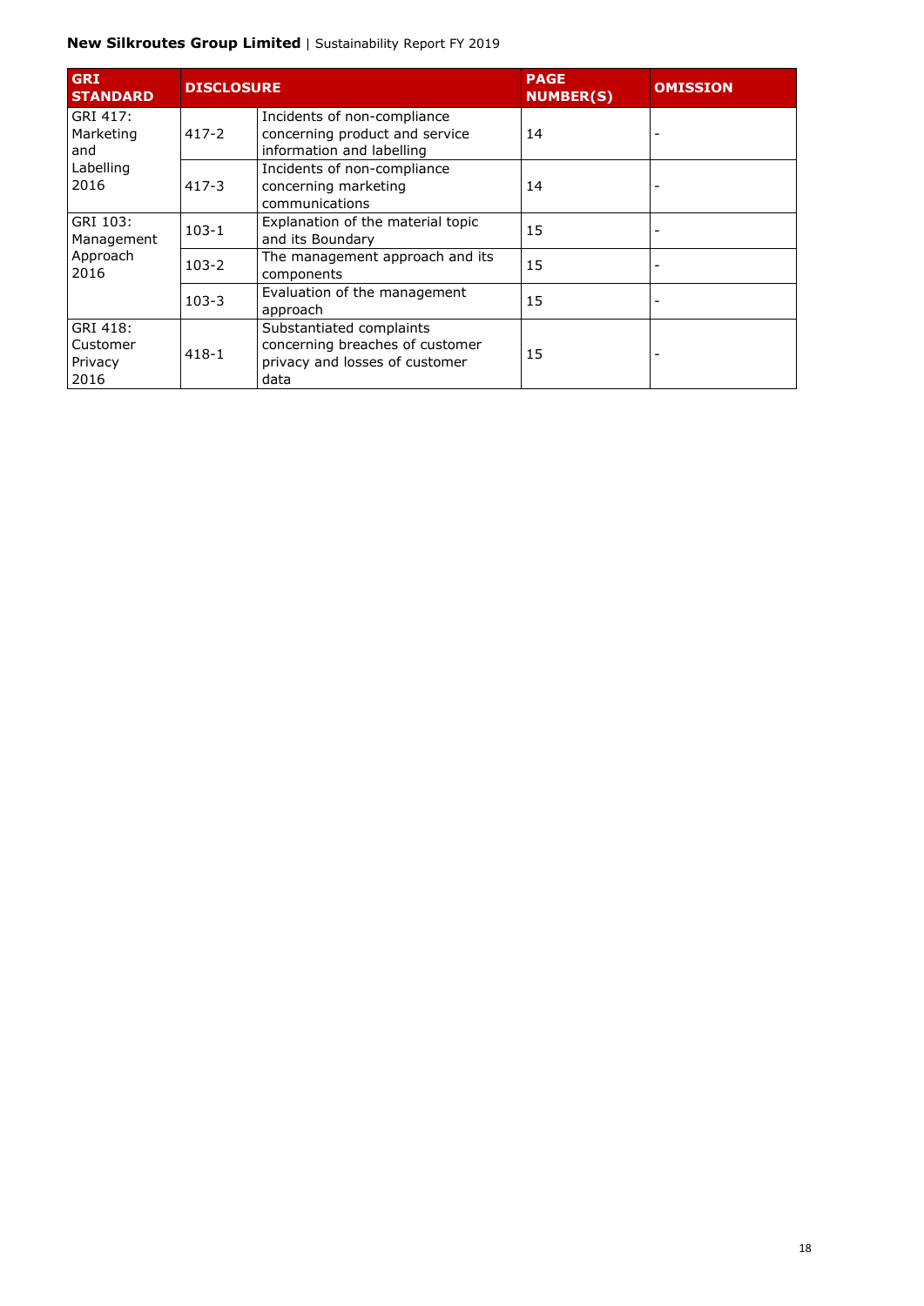| GRI STANDARD | DISCLOSURE | | PAGE NUMBER(S) | OMISSION |
| --- | --- | --- | --- | --- |
| GRI 417: Marketing and Labelling 2016 | 417-2 | Incidents of non-compliance concerning product and service information and labelling | 14 | - |
| | 417-3 | Incidents of non-compliance concerning marketing communications | 14 | - |
| GRI 103: Management Approach 2016 | 103-1 | Explanation of the material topic and its Boundary | 15 | - |
| | 103-2 | The management approach and its components | 15 | - |
| | 103-3 | Evaluation of the management approach | 15 | - |
| GRI 418: Customer Privacy 2016 | 418-1 | Substantiated complaints concerning breaches of customer privacy and losses of customer data | 15 | - |